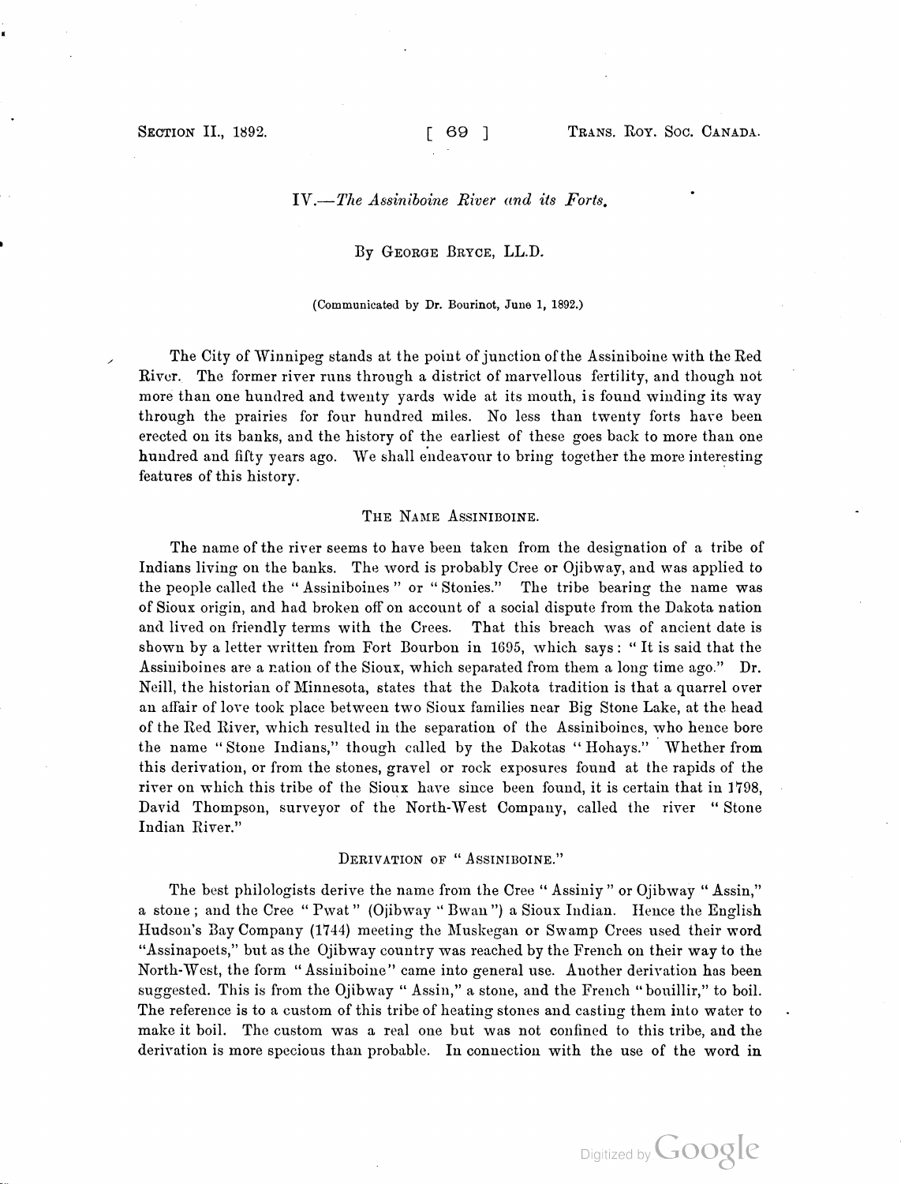# IV.—*The Assiniboine River and its Forts.*

By George Bryce, LL.D.

(Communicated by Dr. Bourinot, June 1, 1892.)

The City of Winnipeg stands at the point of junction of the Assiniboine with the Red River. The former river runs through a district of marvellous fertility, and though not more than one hundred and twenty yards wide at its mouth, is found winding its way through the prairies for four hundred miles. No less than twenty forts have been erected on its banks, and the history of the earliest of these goes back to more than one hundred and fifty years ago. We shall endeavour to bring together the more interesting features of this history.

## The Name Assiniboine.

The name of the river seems to have been taken from the designation of a tribe of Indians living on the banks. The word is probably Cree or Ojibway, and was applied to the people called the "Assiniboines" or "Stonies." The tribe bearing the name was of Sioux origin, and had broken off on account of a social dispute from the Dakota nation and lived on friendly terms with the Crees. That this breach was of ancient date is shown by a letter written from Fort Bourbon in 1695, which says: "It is said that the Assiniboines are a nation of the Sioux, which separated from them a long time ago." Dr. Neill, the historian of Minnesota, states that the Dakota tradition is that a quarrel over an affair of love took place between two Sioux families near Big Stone Lake, at the head of the Red River, which resulted in the separation of the Assiniboines, who hence bore the name "Stone Indians," though called by the Dakotas "Hohays." Whether from this derivation, or from the stones, gravel or rock exposures found at the rapids of the river on which this tribe of the Sioux have since been found, it is certain that in 1798, David Thompson, surveyor of the North-West Company, called the river "Stone Indian River."

## Derivation of "Assiniboine."

The best philologists derive the name from the Cree "Assiniy" or Ojibway "Assin," a stone; and the Cree "Pwat" (Ojibway "Bwan") a Sioux Indian. Hence the English Hudson's Bay Company (1744) meeting the Muskegan or Swamp Crees used their word "Assinapoets," but as the Ojibway country was reached by the French on their way to the North-West, the form "Assiniboine" came into general use. Another derivation has been suggested. This is from the Ojibway "Assin," a stone, and the French "bouillir," to boil. The reference is to a custom of this tribe of heating stones and casting them into water to make it boil. The custom was a real one but was not confined to this tribe, and the derivation is more specious than probable. In connection with the use of the word in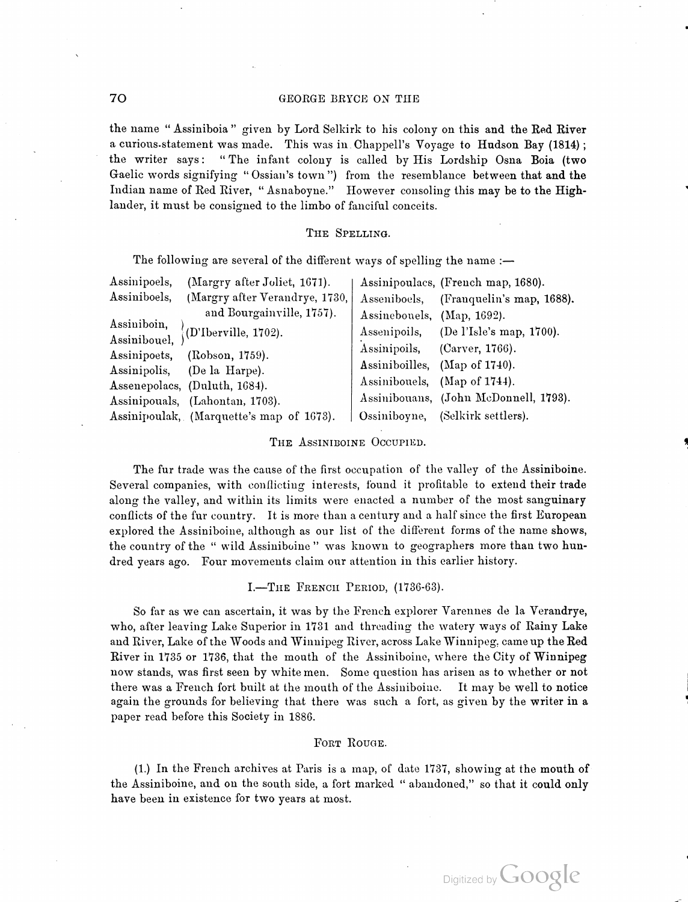the name "Assiniboia" given by Lord Selkirk to his colony on this and the Red River a curious statement was made. This was in Chappell's Voyage to Hudson Bay (1814); the writer says: "The infant colony is called by His Lordship Osna Boia (two Gaelic words signifying "Ossian's town") from the resemblance between that and the Indian name of Red River, "Asnaboyne." However consoling this may be to the Highlander, it must be consigned to the limbo of fanciful conceits.

### The Spelling.

The following are several of the different ways of spelling the name :—

| | |
|---|---|
| Assinipoels, | (Margry after Joliet, 1671). |
| Assiniboels, | (Margry after Verandrye, 1730, and Bourgainville, 1757). |
| Assiniboin, Assinibouel, | (D'Iberville, 1702). |
| Assinipoets, | (Robson, 1759). |
| Assinipolis, | (De la Harpe). |
| Assenepolacs, | (Duluth, 1684). |
| Assinipouals, | (Lahontan, 1703). |
| Assinipoulak, | (Marquette's map of 1673). |
| Assinipoulacs, | (French map, 1680). |
| Asseniboels, | (Franquelin's map, 1688). |
| Assinebouels, | (Map, 1692). |
| Assenipoils, | (De l'Isle's map, 1700). |
| Assinipoils, | (Carver, 1766). |
| Assiniboilles, | (Map of 1740). |
| Assinibouels, | (Map of 1744). |
| Assinibouans, | (John McDonnell, 1793). |
| Ossiniboyne, | (Selkirk settlers). |

### The Assiniboine Occupied.

The fur trade was the cause of the first occupation of the valley of the Assiniboine. Several companies, with conflicting interests, found it profitable to extend their trade along the valley, and within its limits were enacted a number of the most sanguinary conflicts of the fur country. It is more than a century and a half since the first European explored the Assiniboine, although as our list of the different forms of the name shows, the country of the "wild Assiniboine" was known to geographers more than two hundred years ago. Four movements claim our attention in this earlier history.

### I.—The French Period, (1736-63).

So far as we can ascertain, it was by the French explorer Varennes de la Verandrye, who, after leaving Lake Superior in 1731 and threading the watery ways of Rainy Lake and River, Lake of the Woods and Winnipeg River, across Lake Winnipeg, came up the Red River in 1735 or 1736, that the mouth of the Assiniboine, where the City of Winnipeg now stands, was first seen by white men. Some question has arisen as to whether or not there was a French fort built at the mouth of the Assiniboine. It may be well to notice again the grounds for believing that there was such a fort, as given by the writer in a paper read before this Society in 1886.

### Fort Rouge.

(1.) In the French archives at Paris is a map, of date 1737, showing at the mouth of the Assiniboine, and on the south side, a fort marked "abandoned," so that it could only have been in existence for two years at most.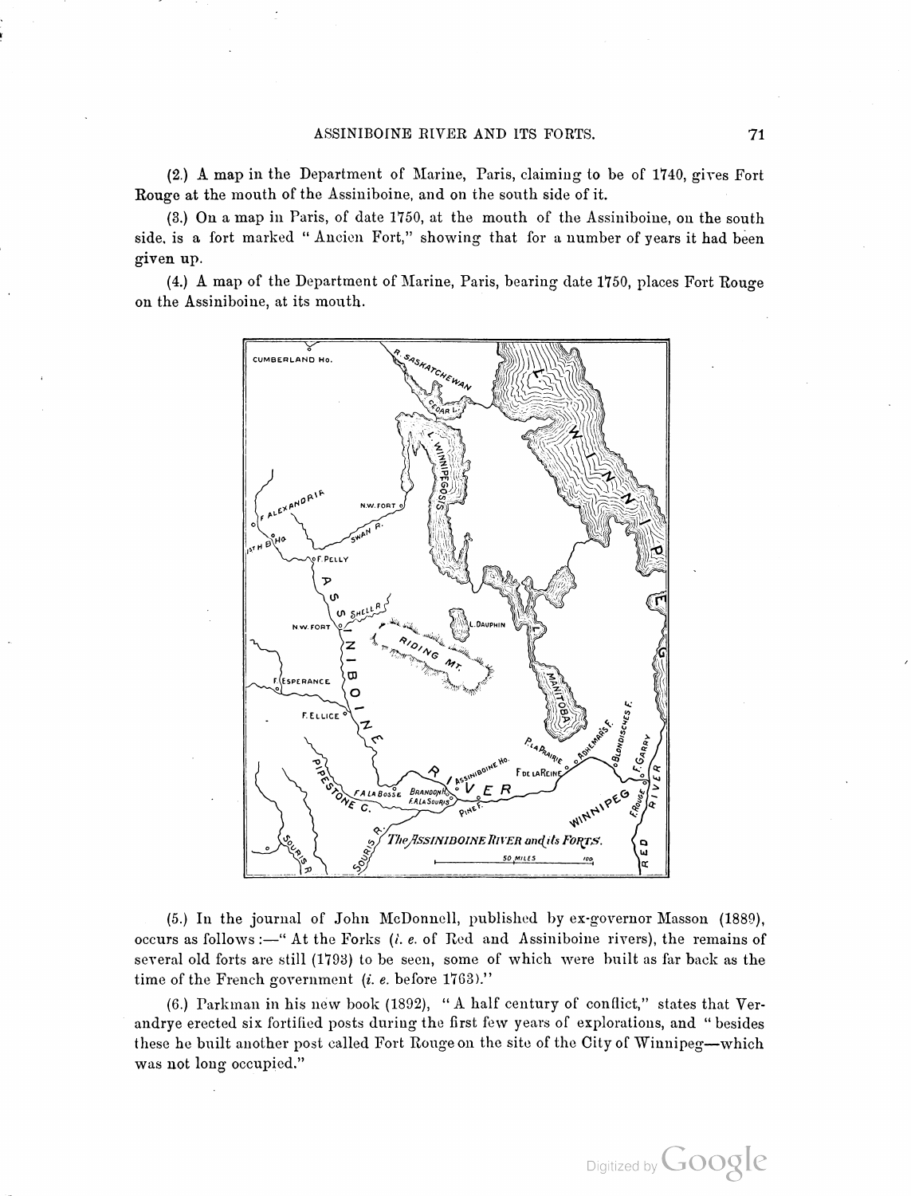(2.) A map in the Department of Marine, Paris, claiming to be of 1740, gives Fort Rouge at the mouth of the Assiniboine, and on the south side of it.

(3.) On a map in Paris, of date 1750, at the mouth of the Assiniboine, on the south side, is a fort marked "Ancien Fort," showing that for a number of years it had been given up.

(4.) A map of the Department of Marine, Paris, bearing date 1750, places Fort Rouge on the Assiniboine, at its mouth.

*The Assiniboine River and its Forts.*

(5.) In the journal of John McDonnell, published by ex-governor Masson (1889), occurs as follows:—"At the Forks (*i. e.* of Red and Assiniboine rivers), the remains of several old forts are still (1793) to be seen, some of which were built as far back as the time of the French government (*i. e.* before 1763)."

(6.) Parkman in his new book (1892), "A half century of conflict," states that Verandrye erected six fortified posts during the first few years of explorations, and "besides these he built another post called Fort Rouge on the site of the City of Winnipeg—which was not long occupied."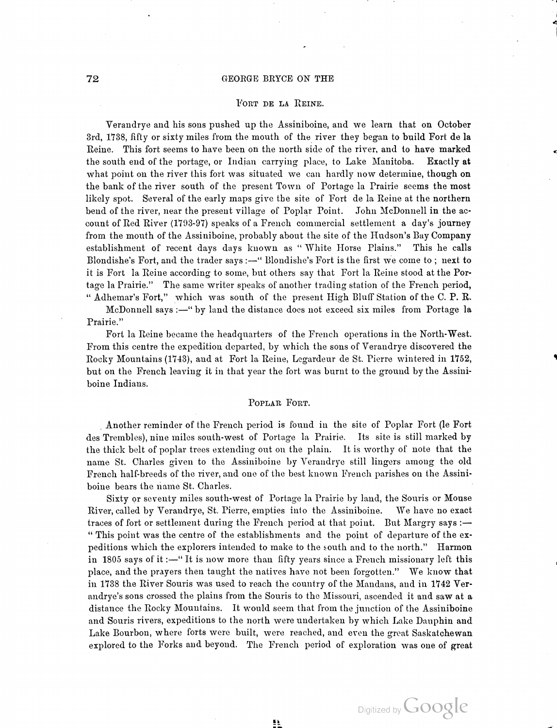## Fort de la Reine.

Verandrye and his sons pushed up the Assiniboine, and we learn that on October 3rd, 1738, fifty or sixty miles from the mouth of the river they began to build Fort de la Reine. This fort seems to have been on the north side of the river, and to have marked the south end of the portage, or Indian carrying place, to Lake Manitoba. Exactly at what point on the river this fort was situated we can hardly now determine, though on the bank of the river south of the present Town of Portage la Prairie seems the most likely spot. Several of the early maps give the site of Fort de la Reine at the northern bend of the river, near the present village of Poplar Point. John McDonnell in the account of Red River (1793-97) speaks of a French commercial settlement a day's journey from the mouth of the Assiniboine, probably about the site of the Hudson's Bay Company establishment of recent days days known as "White Horse Plains." This he calls Blondishe's Fort, and the trader says :—"Blondishe's Fort is the first we come to ; next to it is Fort la Reine according to some, but others say that Fort la Reine stood at the Portage la Prairie." The same writer speaks of another trading station of the French period, "Adhemar's Fort," which was south of the present High Bluff Station of the C. P. R. McDonnell says :—"by land the distance does not exceed six miles from Portage la Prairie."

Fort la Reine became the headquarters of the French operations in the North-West. From this centre the expedition departed, by which the sons of Verandrye discovered the Rocky Mountains (1743), and at Fort la Reine, Legardeur de St. Pierre wintered in 1752, but on the French leaving it in that year the fort was burnt to the ground by the Assiniboine Indians.

## Poplar Fort.

Another reminder of the French period is found in the site of Poplar Fort (le Fort des Trembles), nine miles south-west of Portage la Prairie. Its site is still marked by the thick belt of poplar trees extending out on the plain. It is worthy of note that the name St. Charles given to the Assiniboine by Verandrye still lingers among the old French half-breeds of the river, and one of the best known French parishes on the Assiniboine bears the name St. Charles.

Sixty or seventy miles south-west of Portage la Prairie by land, the Souris or Mouse River, called by Verandrye, St. Pierre, empties into the Assiniboine. We have no exact traces of fort or settlement during the French period at that point. But Margry says :—"This point was the centre of the establishments and the point of departure of the expeditions which the explorers intended to make to the south and to the north." Harmon in 1805 says of it :—"It is now more than fifty years since a French missionary left this place, and the prayers then taught the natives have not been forgotten." We know that in 1738 the River Souris was used to reach the country of the Mandans, and in 1742 Verandrye's sons crossed the plains from the Souris to the Missouri, ascended it and saw at a distance the Rocky Mountains. It would seem that from the junction of the Assiniboine and Souris rivers, expeditions to the north were undertaken by which Lake Dauphin and Lake Bourbon, where forts were built, were reached, and even the great Saskatchewan explored to the Forks and beyond. The French period of exploration was one of great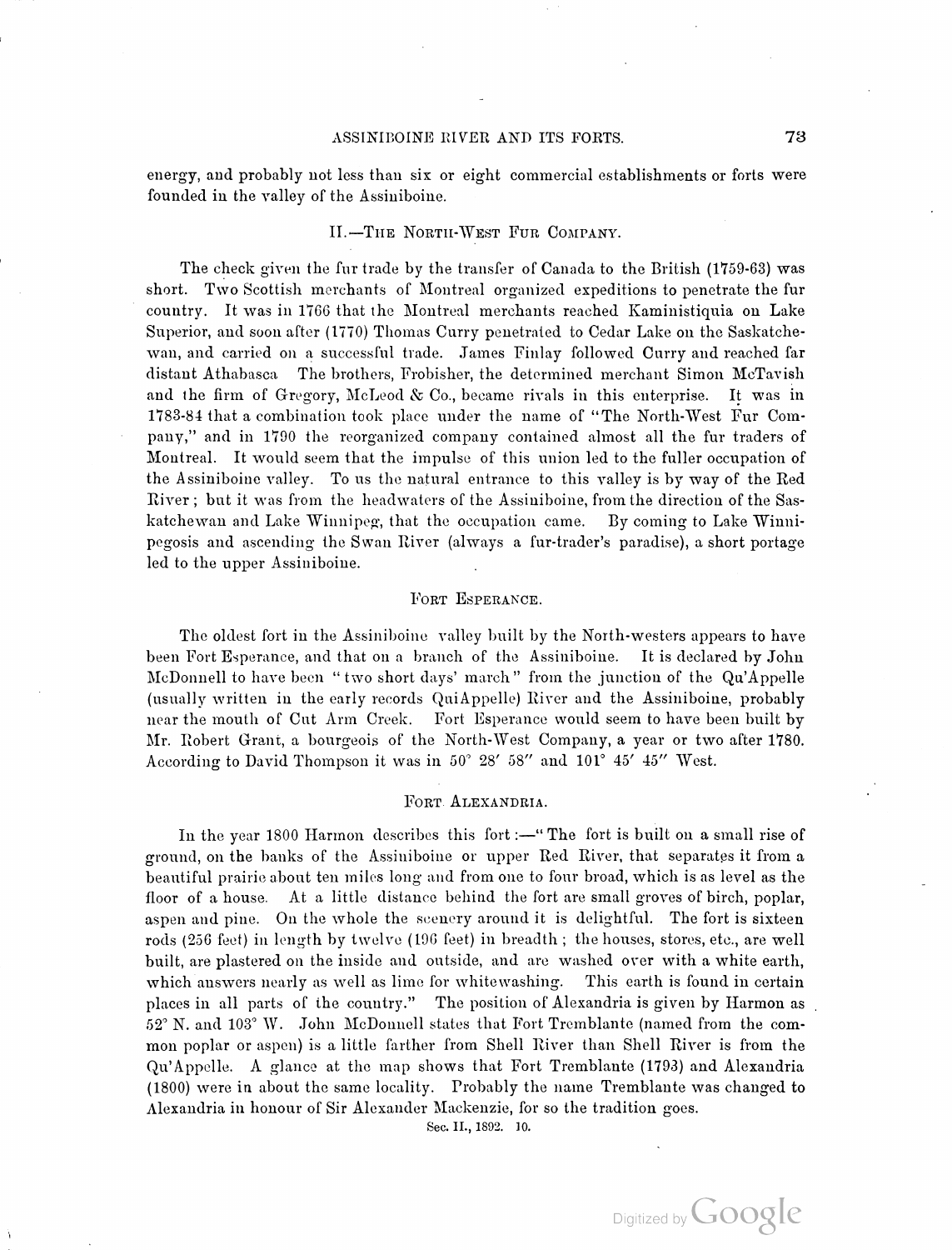energy, and probably not less than six or eight commercial establishments or forts were founded in the valley of the Assiniboine.

## II.—The North-West Fur Company.

The check given the fur trade by the transfer of Canada to the British (1759-63) was short. Two Scottish merchants of Montreal organized expeditions to penetrate the fur country. It was in 1766 that the Montreal merchants reached Kaministiquia on Lake Superior, and soon after (1770) Thomas Curry penetrated to Cedar Lake on the Saskatchewan, and carried on a successful trade. James Finlay followed Curry and reached far distant Athabasca The brothers, Frobisher, the determined merchant Simon McTavish and the firm of Gregory, McLeod & Co., became rivals in this enterprise. It was in 1783-84 that a combination took place under the name of "The North-West Fur Company," and in 1790 the reorganized company contained almost all the fur traders of Montreal. It would seem that the impulse of this union led to the fuller occupation of the Assiniboine valley. To us the natural entrance to this valley is by way of the Red River; but it was from the headwaters of the Assiniboine, from the direction of the Saskatchewan and Lake Winnipeg, that the occupation came. By coming to Lake Winnipegosis and ascending the Swan River (always a fur-trader's paradise), a short portage led to the upper Assiniboine.

### Fort Esperance.

The oldest fort in the Assiniboine valley built by the North-westers appears to have been Fort Esperance, and that on a branch of the Assiniboine. It is declared by John McDonnell to have been "two short days' march" from the junction of the Qu'Appelle (usually written in the early records QuiAppelle) River and the Assiniboine, probably near the mouth of Cut Arm Creek. Fort Esperance would seem to have been built by Mr. Robert Grant, a bourgeois of the North-West Company, a year or two after 1780. According to David Thompson it was in 50° 28′ 58″ and 101° 45′ 45″ West.

### Fort Alexandria.

In the year 1800 Harmon describes this fort:—"The fort is built on a small rise of ground, on the banks of the Assiniboine or upper Red River, that separates it from a beautiful prairie about ten miles long and from one to four broad, which is as level as the floor of a house. At a little distance behind the fort are small groves of birch, poplar, aspen and pine. On the whole the scenery around it is delightful. The fort is sixteen rods (256 feet) in length by twelve (196 feet) in breadth; the houses, stores, etc., are well built, are plastered on the inside and outside, and are washed over with a white earth, which answers nearly as well as lime for whitewashing. This earth is found in certain places in all parts of the country." The position of Alexandria is given by Harmon as 52° N. and 103° W. John McDonnell states that Fort Tremblante (named from the common poplar or aspen) is a little farther from Shell River than Shell River is from the Qu'Appelle. A glance at the map shows that Fort Tremblante (1793) and Alexandria (1800) were in about the same locality. Probably the name Tremblante was changed to Alexandria in honour of Sir Alexander Mackenzie, for so the tradition goes.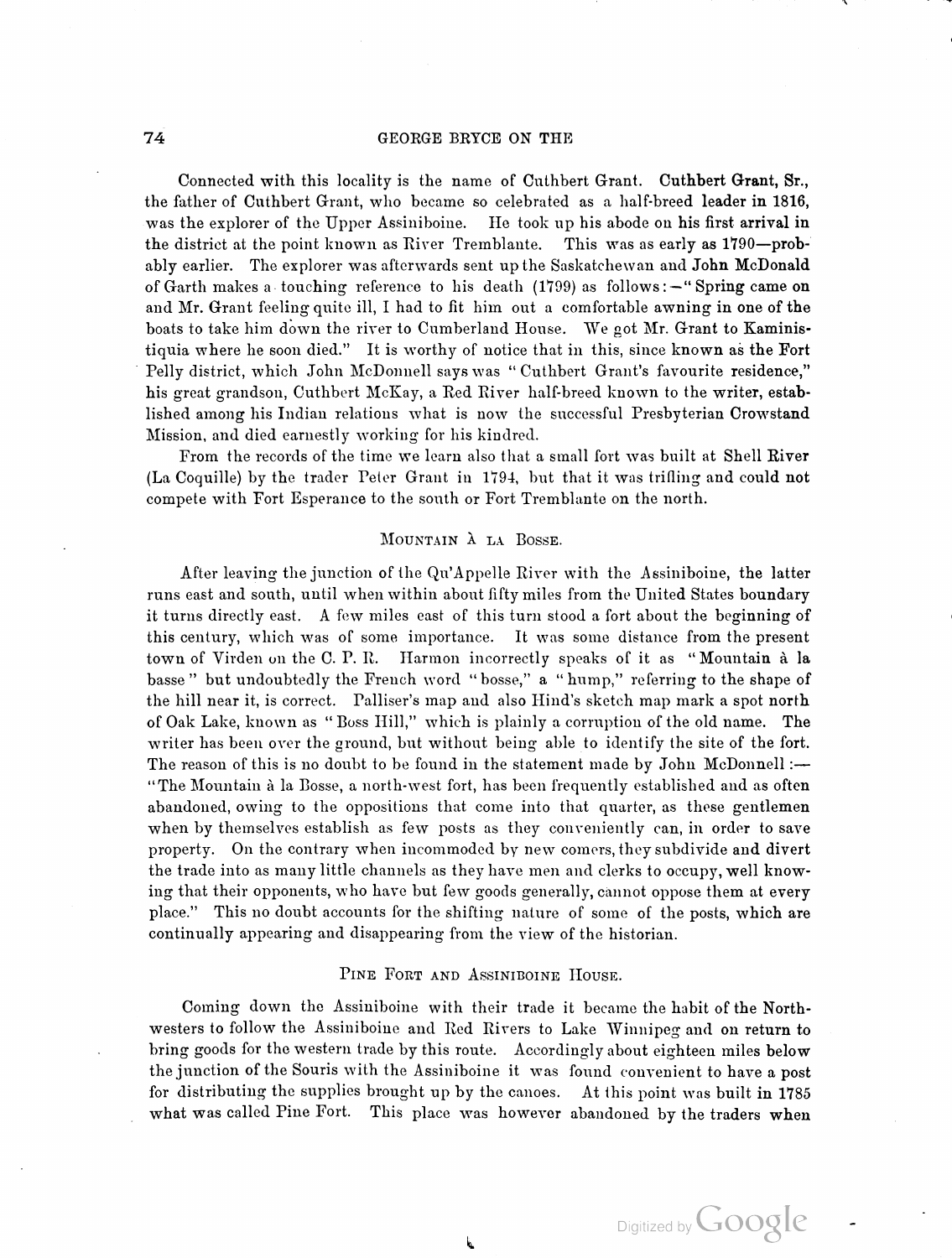Connected with this locality is the name of Cuthbert Grant. Cuthbert Grant, Sr., the father of Cuthbert Grant, who became so celebrated as a half-breed leader in 1816, was the explorer of the Upper Assiniboine. He took up his abode on his first arrival in the district at the point known as River Tremblante. This was as early as 1790—probably earlier. The explorer was afterwards sent up the Saskatchewan and John McDonald of Garth makes a touching reference to his death (1799) as follows:—"Spring came on and Mr. Grant feeling quite ill, I had to fit him out a comfortable awning in one of the boats to take him down the river to Cumberland House. We got Mr. Grant to Kaministiquia where he soon died." It is worthy of notice that in this, since known as the Fort Pelly district, which John McDonnell says was "Cuthbert Grant's favourite residence," his great grandson, Cuthbert McKay, a Red River half-breed known to the writer, established among his Indian relations what is now the successful Presbyterian Crowstand Mission, and died earnestly working for his kindred.

From the records of the time we learn also that a small fort was built at Shell River (La Coquille) by the trader Peter Grant in 1794, but that it was trifling and could not compete with Fort Esperance to the south or Fort Tremblante on the north.

## Mountain à la Bosse.

After leaving the junction of the Qu'Appelle River with the Assiniboine, the latter runs east and south, until when within about fifty miles from the United States boundary it turns directly east. A few miles east of this turn stood a fort about the beginning of this century, which was of some importance. It was some distance from the present town of Virden on the C. P. R. Harmon incorrectly speaks of it as "Mountain à la basse" but undoubtedly the French word "bosse," a "hump," referring to the shape of the hill near it, is correct. Palliser's map and also Hind's sketch map mark a spot north of Oak Lake, known as "Boss Hill," which is plainly a corruption of the old name. The writer has been over the ground, but without being able to identify the site of the fort. The reason of this is no doubt to be found in the statement made by John McDonnell:—"The Mountain à la Bosse, a north-west fort, has been frequently established and as often abandoned, owing to the oppositions that come into that quarter, as these gentlemen when by themselves establish as few posts as they conveniently can, in order to save property. On the contrary when incommoded by new comers, they subdivide and divert the trade into as many little channels as they have men and clerks to occupy, well knowing that their opponents, who have but few goods generally, cannot oppose them at every place." This no doubt accounts for the shifting nature of some of the posts, which are continually appearing and disappearing from the view of the historian.

## Pine Fort and Assiniboine House.

Coming down the Assiniboine with their trade it became the habit of the North-westers to follow the Assiniboine and Red Rivers to Lake Winnipeg and on return to bring goods for the western trade by this route. Accordingly about eighteen miles below the junction of the Souris with the Assiniboine it was found convenient to have a post for distributing the supplies brought up by the canoes. At this point was built in 1785 what was called Pine Fort. This place was however abandoned by the traders when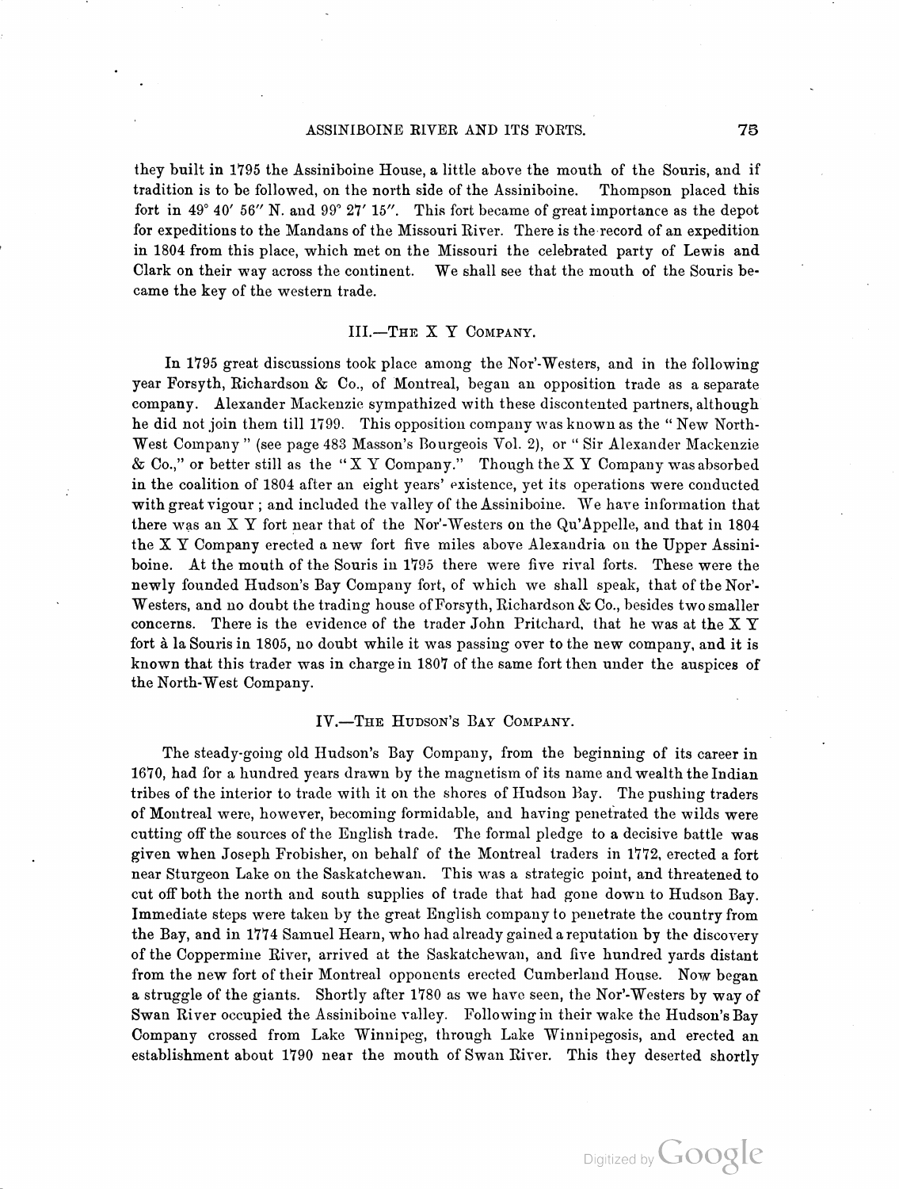they built in 1795 the Assiniboine House, a little above the mouth of the Souris, and if tradition is to be followed, on the north side of the Assiniboine. Thompson placed this fort in 49° 40′ 56″ N. and 99° 27′ 15″. This fort became of great importance as the depot for expeditions to the Mandans of the Missouri River. There is the record of an expedition in 1804 from this place, which met on the Missouri the celebrated party of Lewis and Clark on their way across the continent. We shall see that the mouth of the Souris became the key of the western trade.

### III.—The X Y Company.

In 1795 great discussions took place among the Nor'-Westers, and in the following year Forsyth, Richardson & Co., of Montreal, began an opposition trade as a separate company. Alexander Mackenzie sympathized with these discontented partners, although he did not join them till 1799. This opposition company was known as the "New North-West Company" (see page 483 Masson's Bourgeois Vol. 2), or "Sir Alexander Mackenzie & Co.," or better still as the "X Y Company." Though the X Y Company was absorbed in the coalition of 1804 after an eight years' existence, yet its operations were conducted with great vigour; and included the valley of the Assiniboine. We have information that there was an X Y fort near that of the Nor'-Westers on the Qu'Appelle, and that in 1804 the X Y Company erected a new fort five miles above Alexandria on the Upper Assiniboine. At the mouth of the Souris in 1795 there were five rival forts. These were the newly founded Hudson's Bay Company fort, of which we shall speak, that of the Nor'-Westers, and no doubt the trading house of Forsyth, Richardson & Co., besides two smaller concerns. There is the evidence of the trader John Pritchard, that he was at the X Y fort à la Souris in 1805, no doubt while it was passing over to the new company, and it is known that this trader was in charge in 1807 of the same fort then under the auspices of the North-West Company.

### IV.—The Hudson's Bay Company.

The steady-going old Hudson's Bay Company, from the beginning of its career in 1670, had for a hundred years drawn by the magnetism of its name and wealth the Indian tribes of the interior to trade with it on the shores of Hudson Bay. The pushing traders of Montreal were, however, becoming formidable, and having penetrated the wilds were cutting off the sources of the English trade. The formal pledge to a decisive battle was given when Joseph Frobisher, on behalf of the Montreal traders in 1772, erected a fort near Sturgeon Lake on the Saskatchewan. This was a strategic point, and threatened to cut off both the north and south supplies of trade that had gone down to Hudson Bay. Immediate steps were taken by the great English company to penetrate the country from the Bay, and in 1774 Samuel Hearn, who had already gained a reputation by the discovery of the Coppermine River, arrived at the Saskatchewan, and five hundred yards distant from the new fort of their Montreal opponents erected Cumberland House. Now began a struggle of the giants. Shortly after 1780 as we have seen, the Nor'-Westers by way of Swan River occupied the Assiniboine valley. Following in their wake the Hudson's Bay Company crossed from Lake Winnipeg, through Lake Winnipegosis, and erected an establishment about 1790 near the mouth of Swan River. This they deserted shortly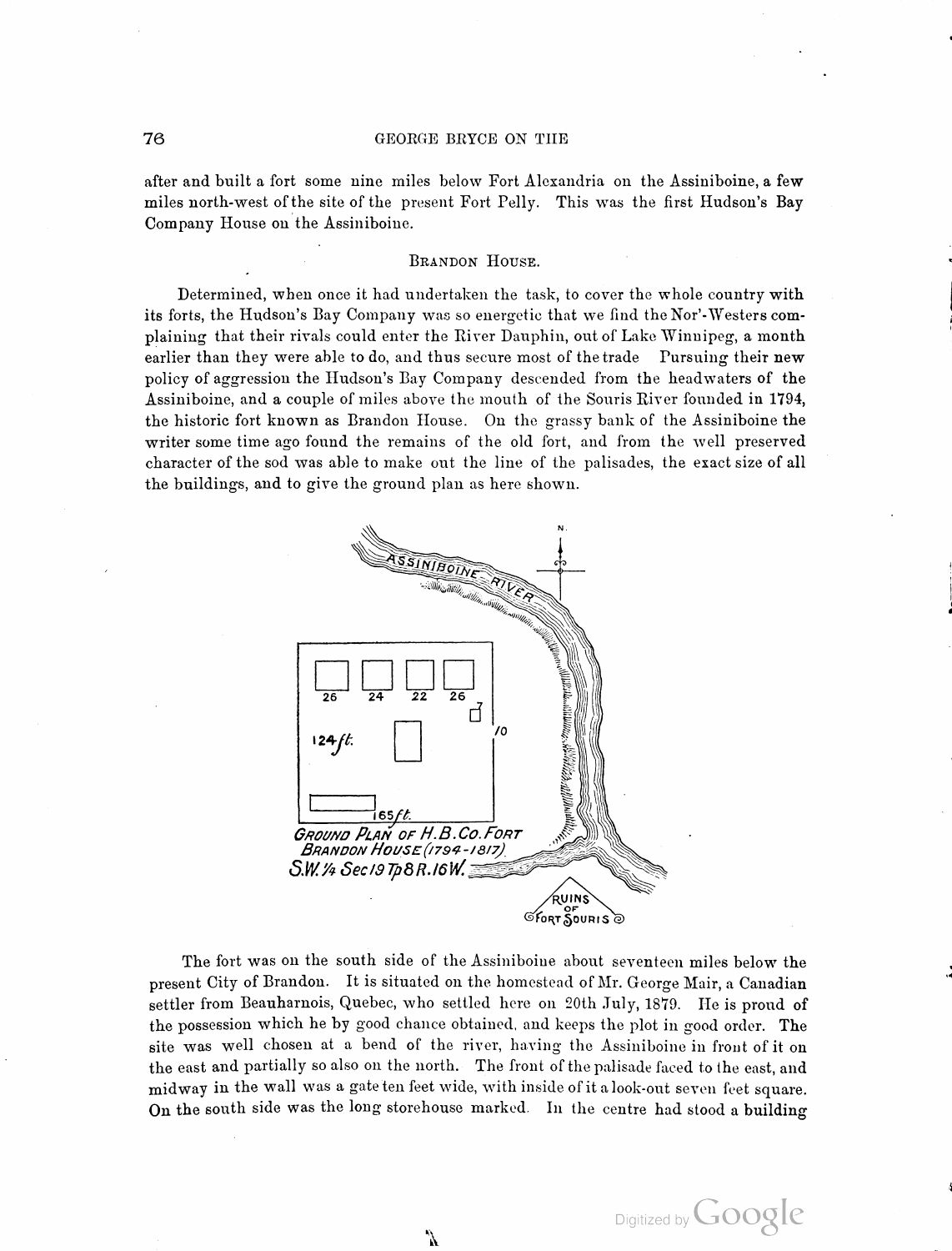after and built a fort some nine miles below Fort Alexandria on the Assiniboine, a few miles north-west of the site of the present Fort Pelly. This was the first Hudson's Bay Company House on the Assiniboine.

## Brandon House.

Determined, when once it had undertaken the task, to cover the whole country with its forts, the Hudson's Bay Company was so energetic that we find the Nor'-Westers complaining that their rivals could enter the River Dauphin, out of Lake Winnipeg, a month earlier than they were able to do, and thus secure most of the trade Pursuing their new policy of aggression the Hudson's Bay Company descended from the headwaters of the Assiniboine, and a couple of miles above the mouth of the Souris River founded in 1794, the historic fort known as Brandon House. On the grassy bank of the Assiniboine the writer some time ago found the remains of the old fort, and from the well preserved character of the sod was able to make out the line of the palisades, the exact size of all the buildings, and to give the ground plan as here shown.

*Ground Plan of H.B.Co. Fort Brandon House (1794-1817)*
*S.W. ¼ Sec 19 Tp 8 R. 16 W.*

The fort was on the south side of the Assiniboine about seventeen miles below the present City of Brandon. It is situated on the homestead of Mr. George Mair, a Canadian settler from Beauharnois, Quebec, who settled here on 20th July, 1879. He is proud of the possession which he by good chance obtained, and keeps the plot in good order. The site was well chosen at a bend of the river, having the Assiniboine in front of it on the east and partially so also on the north. The front of the palisade faced to the east, and midway in the wall was a gate ten feet wide, with inside of it a look-out seven feet square. On the south side was the long storehouse marked. In the centre had stood a building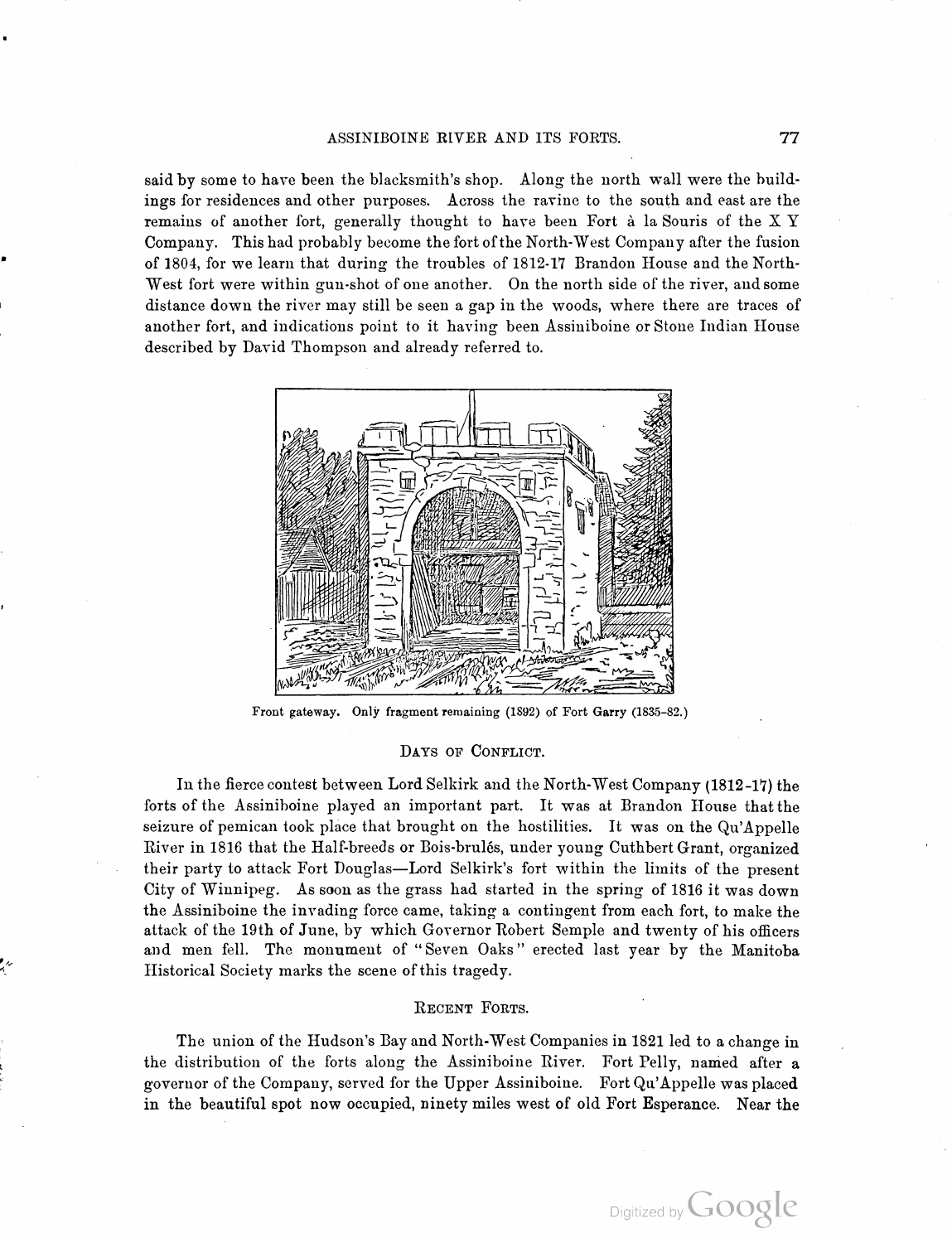said by some to have been the blacksmith's shop. Along the north wall were the buildings for residences and other purposes. Across the ravine to the south and east are the remains of another fort, generally thought to have been Fort à la Souris of the X Y Company. This had probably become the fort of the North-West Company after the fusion of 1804, for we learn that during the troubles of 1812-17 Brandon House and the North-West fort were within gun-shot of one another. On the north side of the river, and some distance down the river may still be seen a gap in the woods, where there are traces of another fort, and indications point to it having been Assiniboine or Stone Indian House described by David Thompson and already referred to.

Front gateway. Only fragment remaining (1892) of Fort Garry (1835-82.)

## Days of Conflict.

In the fierce contest between Lord Selkirk and the North-West Company (1812-17) the forts of the Assiniboine played an important part. It was at Brandon House that the seizure of pemican took place that brought on the hostilities. It was on the Qu'Appelle River in 1816 that the Half-breeds or Bois-brulés, under young Cuthbert Grant, organized their party to attack Fort Douglas—Lord Selkirk's fort within the limits of the present City of Winnipeg. As soon as the grass had started in the spring of 1816 it was down the Assiniboine the invading force came, taking a contingent from each fort, to make the attack of the 19th of June, by which Governor Robert Semple and twenty of his officers and men fell. The monument of "Seven Oaks" erected last year by the Manitoba Historical Society marks the scene of this tragedy.

## Recent Forts.

The union of the Hudson's Bay and North-West Companies in 1821 led to a change in the distribution of the forts along the Assiniboine River. Fort Pelly, named after a governor of the Company, served for the Upper Assiniboine. Fort Qu'Appelle was placed in the beautiful spot now occupied, ninety miles west of old Fort Esperance. Near the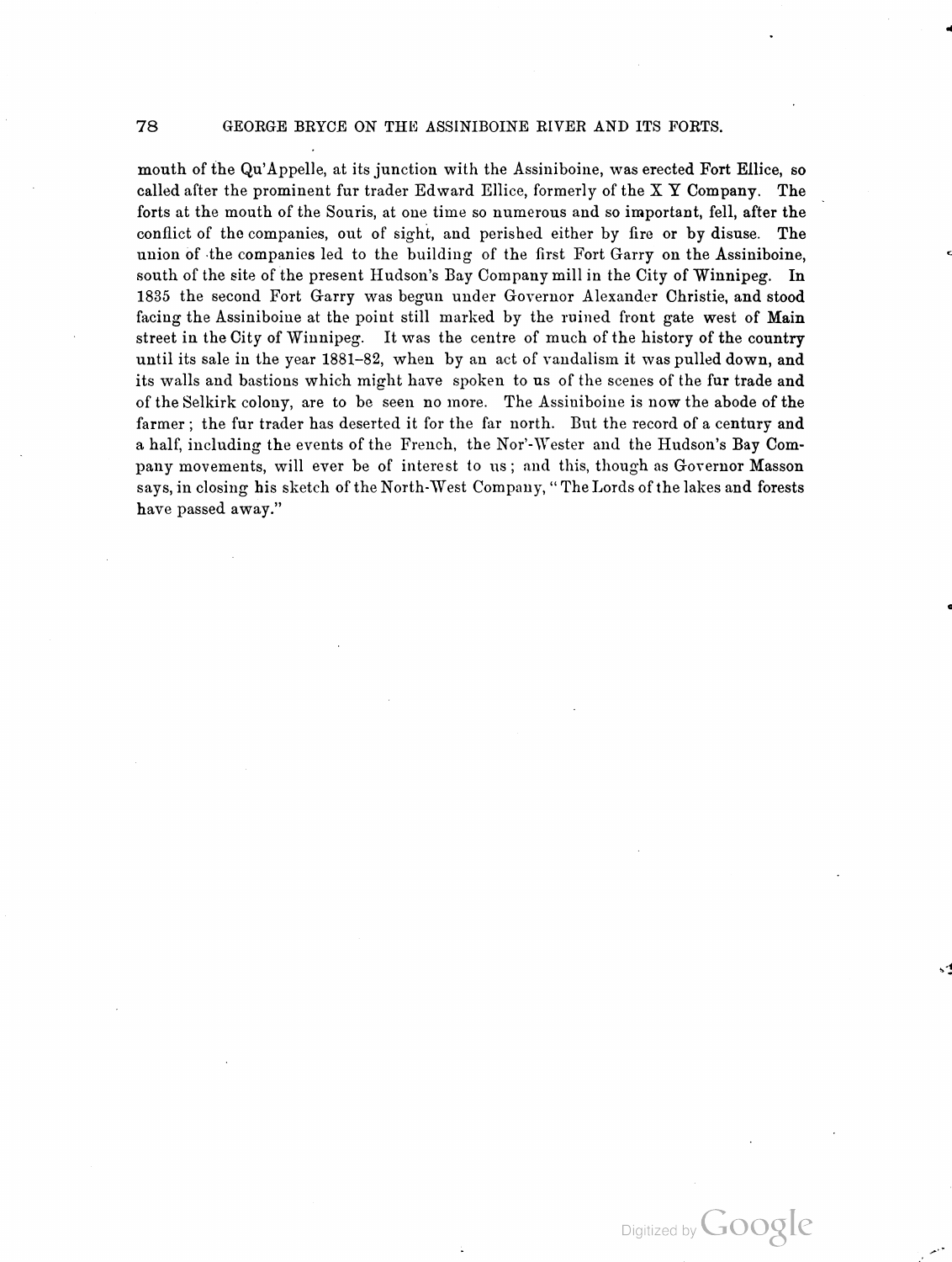mouth of the Qu'Appelle, at its junction with the Assiniboine, was erected Fort Ellice, so called after the prominent fur trader Edward Ellice, formerly of the X Y Company. The forts at the mouth of the Souris, at one time so numerous and so important, fell, after the conflict of the companies, out of sight, and perished either by fire or by disuse. The union of the companies led to the building of the first Fort Garry on the Assiniboine, south of the site of the present Hudson's Bay Company mill in the City of Winnipeg. In 1835 the second Fort Garry was begun under Governor Alexander Christie, and stood facing the Assiniboine at the point still marked by the ruined front gate west of Main street in the City of Winnipeg. It was the centre of much of the history of the country until its sale in the year 1881–82, when by an act of vandalism it was pulled down, and its walls and bastions which might have spoken to us of the scenes of the fur trade and of the Selkirk colony, are to be seen no more. The Assiniboine is now the abode of the farmer; the fur trader has deserted it for the far north. But the record of a century and a half, including the events of the French, the Nor'-Wester and the Hudson's Bay Company movements, will ever be of interest to us; and this, though as Governor Masson says, in closing his sketch of the North-West Company, "The Lords of the lakes and forests have passed away."